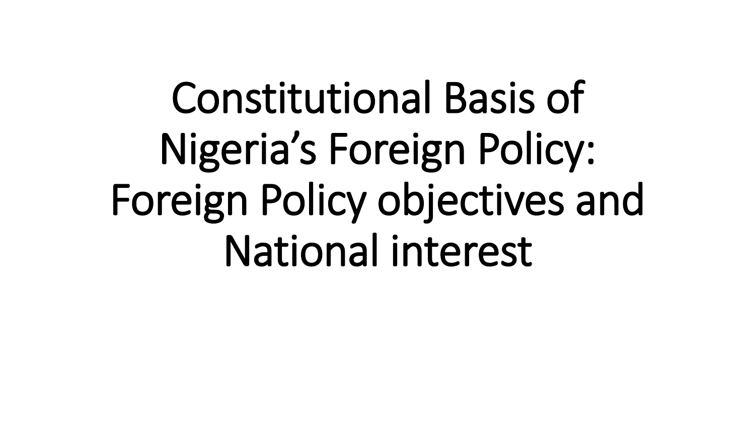# Constitutional Basis of Nigeria’s Foreign Policy: Foreign Policy objectives and National interest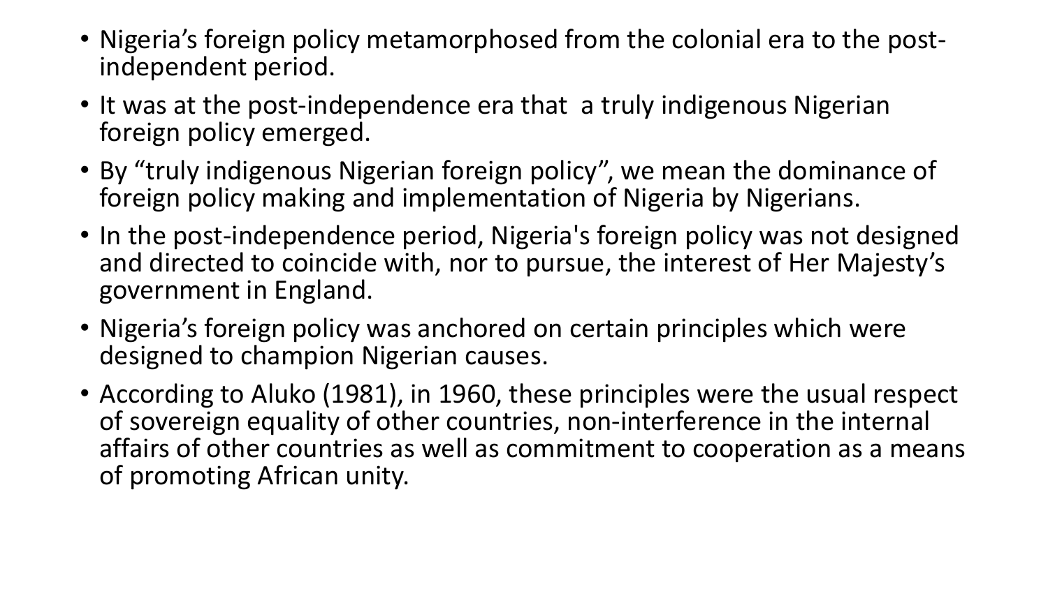- Nigeria's foreign policy metamorphosed from the colonial era to the post-independent period.
- It was at the post-independence era that a truly indigenous Nigerian foreign policy emerged.
- By "truly indigenous Nigerian foreign policy", we mean the dominance of foreign policy making and implementation of Nigeria by Nigerians.
- In the post-independence period, Nigeria's foreign policy was not designed and directed to coincide with, nor to pursue, the interest of Her Majesty's government in England.
- Nigeria's foreign policy was anchored on certain principles which were designed to champion Nigerian causes.
- According to Aluko (1981), in 1960, these principles were the usual respect of sovereign equality of other countries, non-interference in the internal affairs of other countries as well as commitment to cooperation as a means of promoting African unity.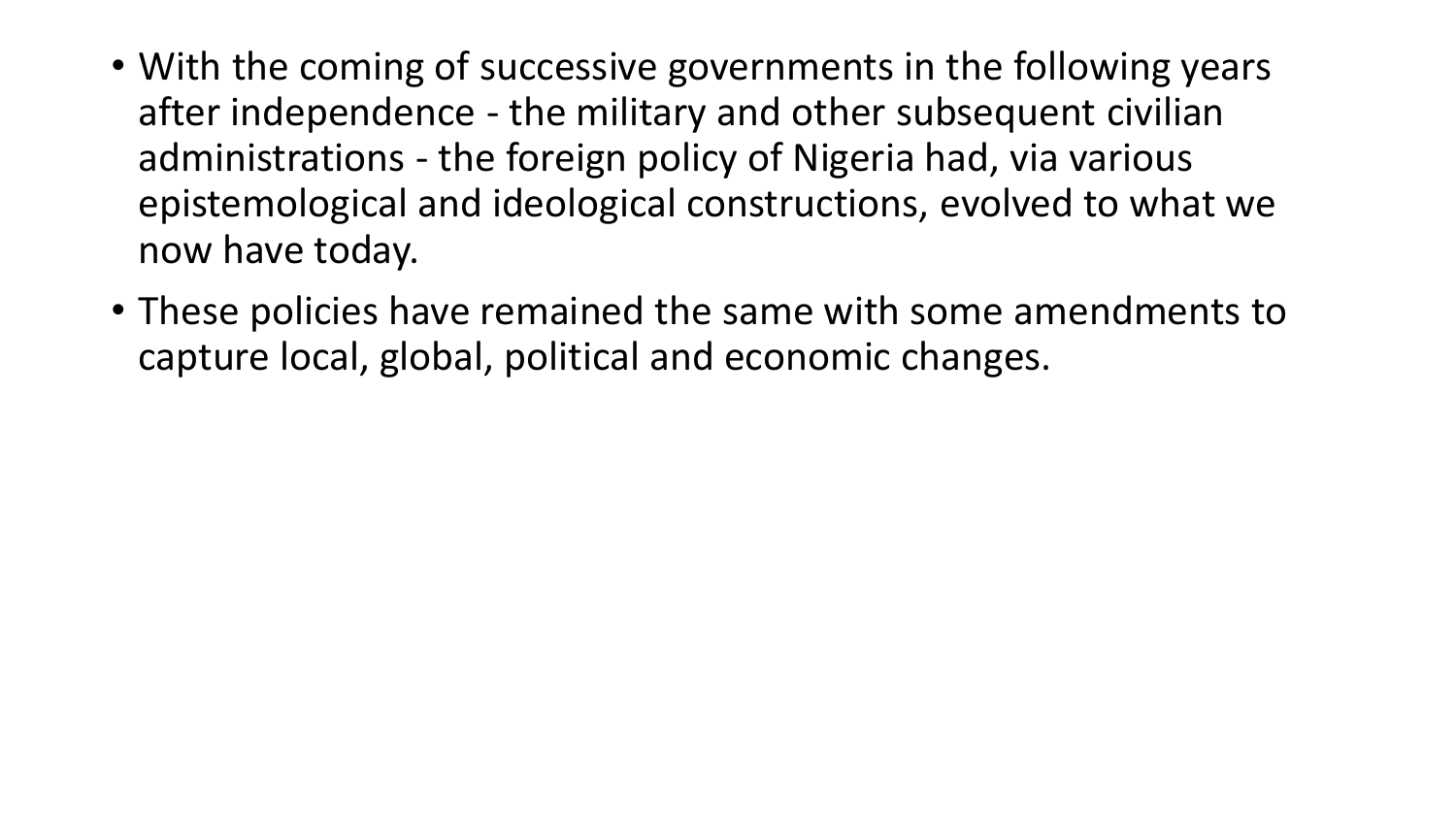- With the coming of successive governments in the following years after independence - the military and other subsequent civilian administrations - the foreign policy of Nigeria had, via various epistemological and ideological constructions, evolved to what we now have today.
- These policies have remained the same with some amendments to capture local, global, political and economic changes.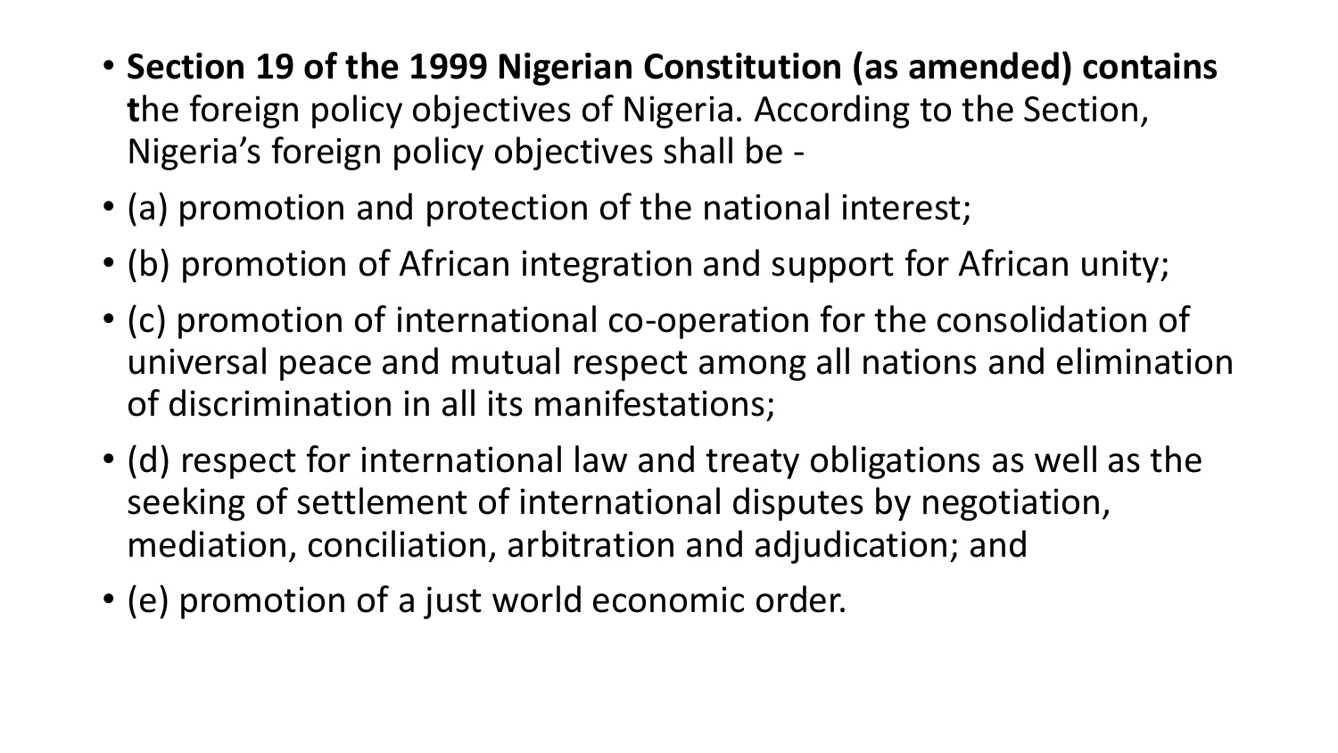- **Section 19 of the 1999 Nigerian Constitution (as amended) contains t**he foreign policy objectives of Nigeria. According to the Section, Nigeria's foreign policy objectives shall be -
- (a) promotion and protection of the national interest;
- (b) promotion of African integration and support for African unity;
- (c) promotion of international co-operation for the consolidation of universal peace and mutual respect among all nations and elimination of discrimination in all its manifestations;
- (d) respect for international law and treaty obligations as well as the seeking of settlement of international disputes by negotiation, mediation, conciliation, arbitration and adjudication; and
- (e) promotion of a just world economic order.